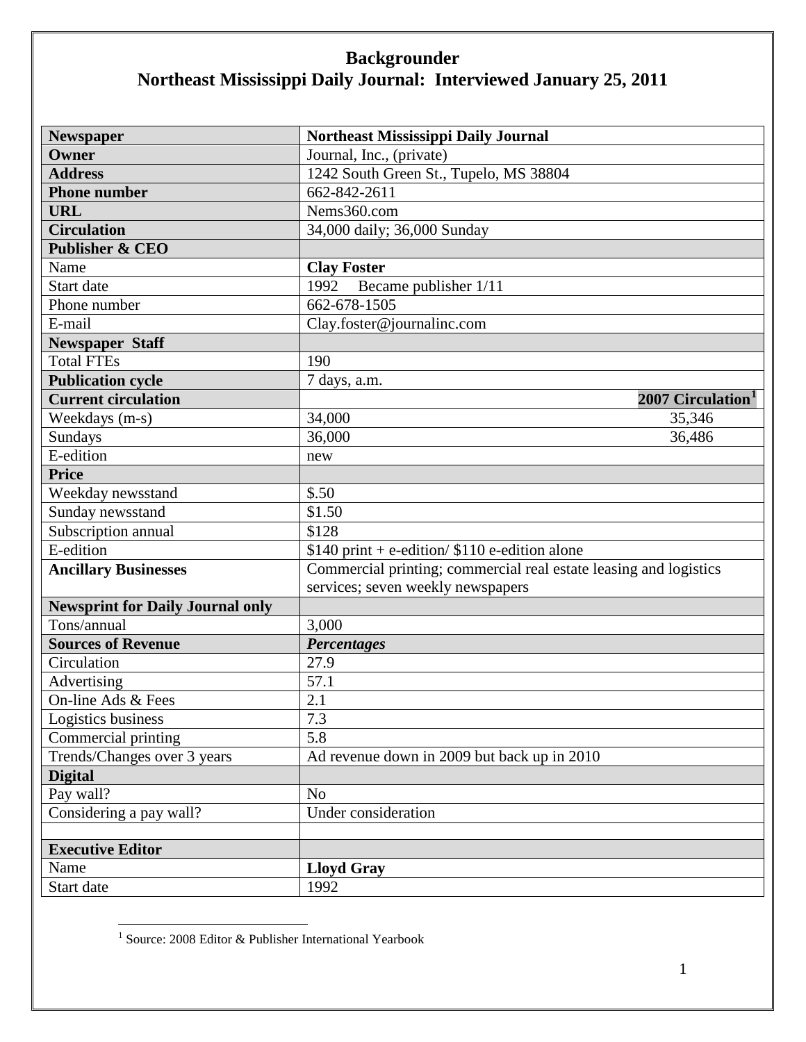# Backgrounder

## Northeast Mississippi Daily Journal: Interviewed January 25, 2011

| **Newspaper** | **Northeast Mississippi Daily Journal** | |
|---|---|---|
| **Owner** | Journal, Inc., (private) | |
| **Address** | 1242 South Green St., Tupelo, MS 38804 | |
| **Phone number** | 662-842-2611 | |
| **URL** | Nems360.com | |
| **Circulation** | 34,000 daily; 36,000 Sunday | |
| **Publisher & CEO** | | |
| Name | **Clay Foster** | |
| Start date | 1992 Became publisher 1/11 | |
| Phone number | 662-678-1505 | |
| E-mail | Clay.foster@journalinc.com | |
| **Newspaper Staff** | | |
| Total FTEs | 190 | |
| **Publication cycle** | 7 days, a.m. | |
| **Current circulation** | | **2007 Circulation**[1] |
| Weekdays (m-s) | 34,000 | 35,346 |
| Sundays | 36,000 | 36,486 |
| E-edition | new | |
| **Price** | | |
| Weekday newsstand | $.50 | |
| Sunday newsstand | $1.50 | |
| Subscription annual | $128 | |
| E-edition | $140 print + e-edition/ $110 e-edition alone | |
| **Ancillary Businesses** | Commercial printing; commercial real estate leasing and logistics services; seven weekly newspapers | |
| **Newsprint for Daily Journal only** | | |
| Tons/annual | 3,000 | |
| **Sources of Revenue** | ***Percentages*** | |
| Circulation | 27.9 | |
| Advertising | 57.1 | |
| On-line Ads & Fees | 2.1 | |
| Logistics business | 7.3 | |
| Commercial printing | 5.8 | |
| Trends/Changes over 3 years | Ad revenue down in 2009 but back up in 2010 | |
| **Digital** | | |
| Pay wall? | No | |
| Considering a pay wall? | Under consideration | |
| | | |
| **Executive Editor** | | |
| Name | **Lloyd Gray** | |
| Start date | 1992 | |

[1] Source: 2008 Editor & Publisher International Yearbook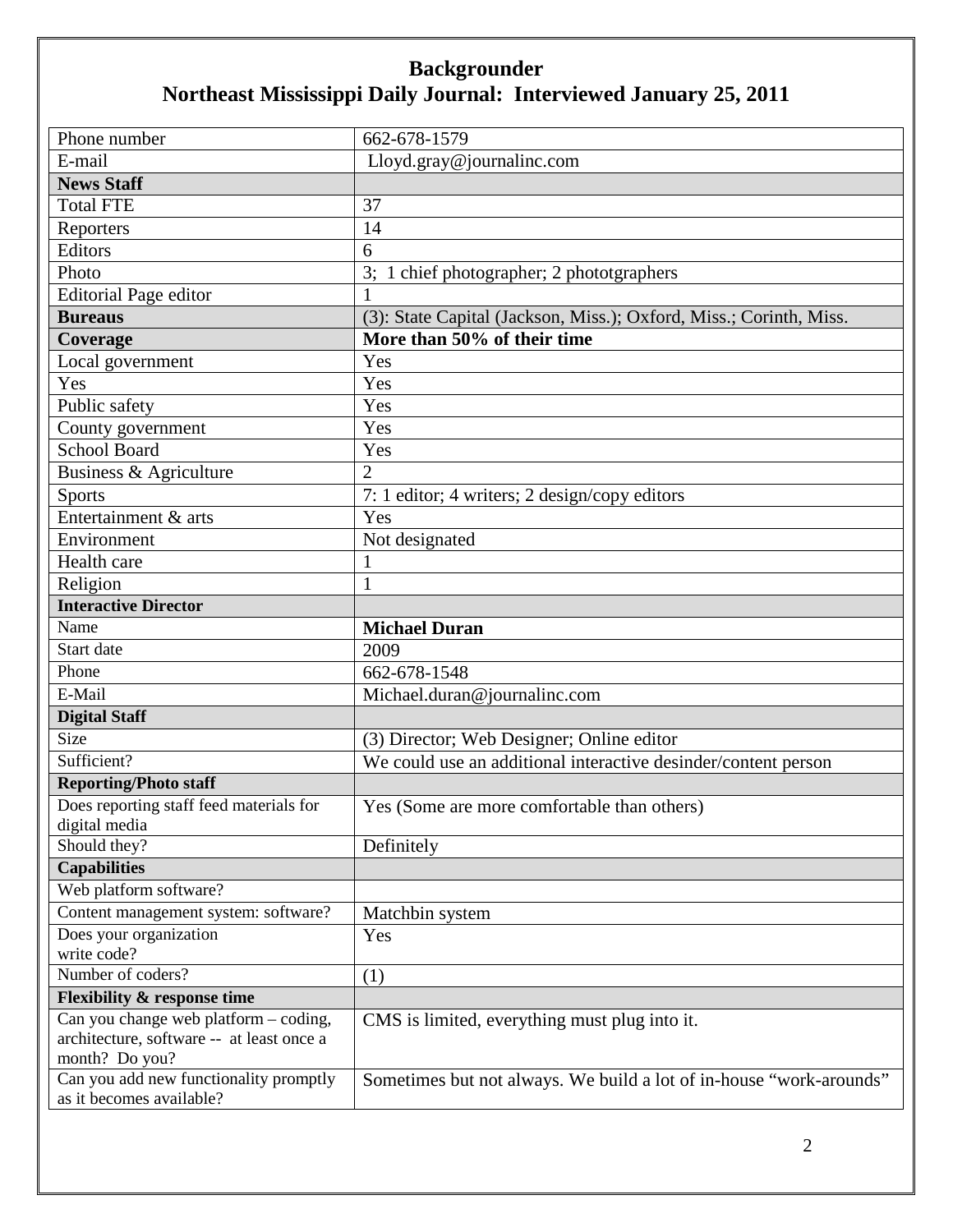# Backgrounder

## Northeast Mississippi Daily Journal: Interviewed January 25, 2011

| | |
|---|---|
| Phone number | 662-678-1579 |
| E-mail | Lloyd.gray@journalinc.com |
| **News Staff** | |
| Total FTE | 37 |
| Reporters | 14 |
| Editors | 6 |
| Photo | 3; 1 chief photographer; 2 phototgraphers |
| Editorial Page editor | 1 |
| **Bureaus** | (3): State Capital (Jackson, Miss.); Oxford, Miss.; Corinth, Miss. |
| **Coverage** | **More than 50% of their time** |
| Local government | Yes |
| Yes | Yes |
| Public safety | Yes |
| County government | Yes |
| School Board | Yes |
| Business & Agriculture | 2 |
| Sports | 7: 1 editor; 4 writers; 2 design/copy editors |
| Entertainment & arts | Yes |
| Environment | Not designated |
| Health care | 1 |
| Religion | 1 |
| **Interactive Director** | |
| Name | **Michael Duran** |
| Start date | 2009 |
| Phone | 662-678-1548 |
| E-Mail | Michael.duran@journalinc.com |
| **Digital Staff** | |
| Size | (3) Director; Web Designer; Online editor |
| Sufficient? | We could use an additional interactive desinder/content person |
| **Reporting/Photo staff** | |
| Does reporting staff feed materials for digital media | Yes (Some are more comfortable than others) |
| Should they? | Definitely |
| **Capabilities** | |
| Web platform software? | |
| Content management system: software? | Matchbin system |
| Does your organization write code? | Yes |
| Number of coders? | (1) |
| **Flexibility & response time** | |
| Can you change web platform – coding, architecture, software -- at least once a month? Do you? | CMS is limited, everything must plug into it. |
| Can you add new functionality promptly as it becomes available? | Sometimes but not always. We build a lot of in-house "work-arounds" |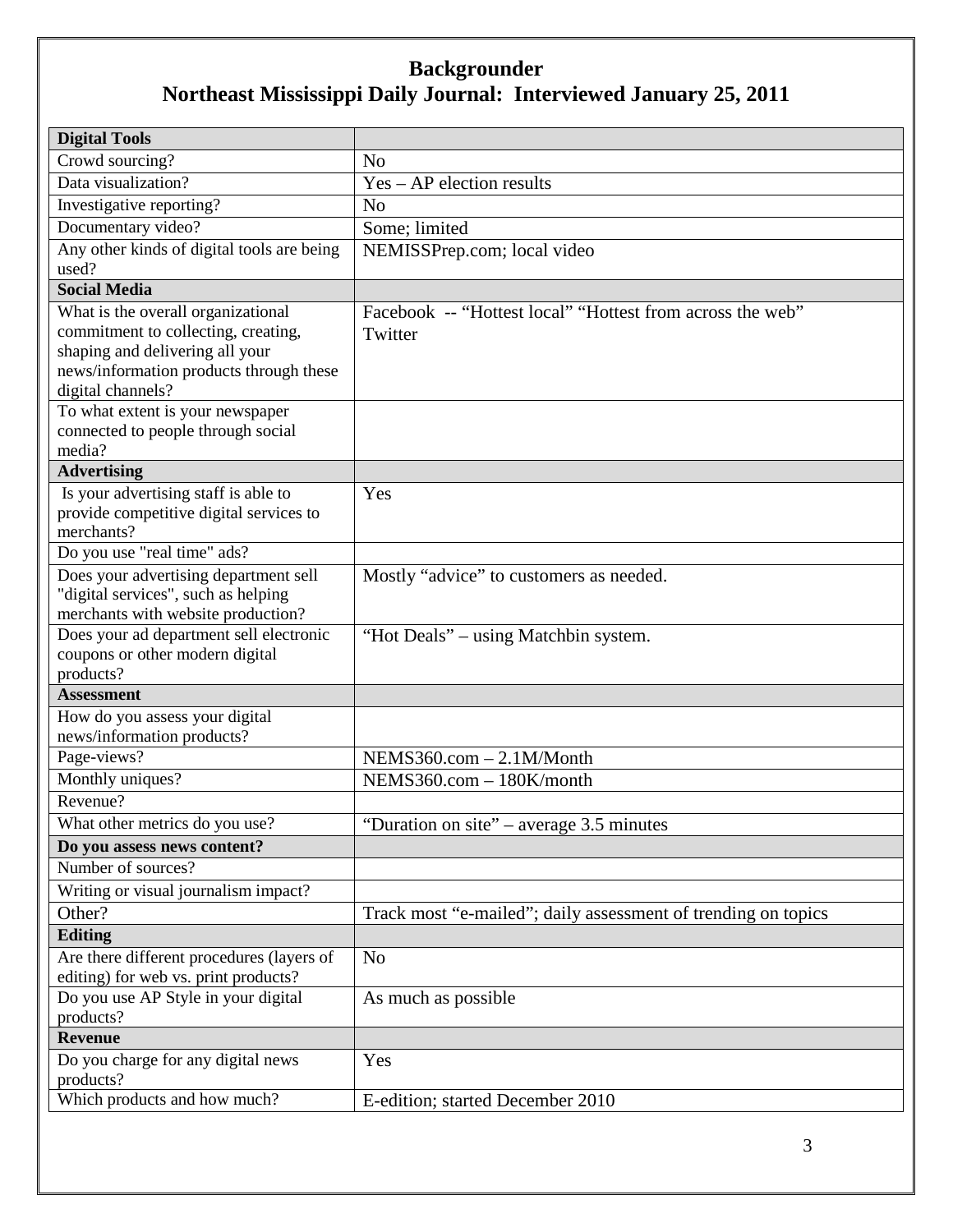# Backgrounder
## Northeast Mississippi Daily Journal: Interviewed January 25, 2011

| **Digital Tools** | |
|---|---|
| Crowd sourcing? | No |
| Data visualization? | Yes – AP election results |
| Investigative reporting? | No |
| Documentary video? | Some; limited |
| Any other kinds of digital tools are being used? | NEMISSPrep.com; local video |
| **Social Media** | |
| What is the overall organizational commitment to collecting, creating, shaping and delivering all your news/information products through these digital channels? | Facebook -- "Hottest local" "Hottest from across the web" Twitter |
| To what extent is your newspaper connected to people through social media? | |
| **Advertising** | |
| Is your advertising staff is able to provide competitive digital services to merchants? | Yes |
| Do you use "real time" ads? | |
| Does your advertising department sell "digital services", such as helping merchants with website production? | Mostly "advice" to customers as needed. |
| Does your ad department sell electronic coupons or other modern digital products? | "Hot Deals" – using Matchbin system. |
| **Assessment** | |
| How do you assess your digital news/information products? | |
| Page-views? | NEMS360.com – 2.1M/Month |
| Monthly uniques? | NEMS360.com – 180K/month |
| Revenue? | |
| What other metrics do you use? | "Duration on site" – average 3.5 minutes |
| **Do you assess news content?** | |
| Number of sources? | |
| Writing or visual journalism impact? | |
| Other? | Track most "e-mailed"; daily assessment of trending on topics |
| **Editing** | |
| Are there different procedures (layers of editing) for web vs. print products? | No |
| Do you use AP Style in your digital products? | As much as possible |
| **Revenue** | |
| Do you charge for any digital news products? | Yes |
| Which products and how much? | E-edition; started December 2010 |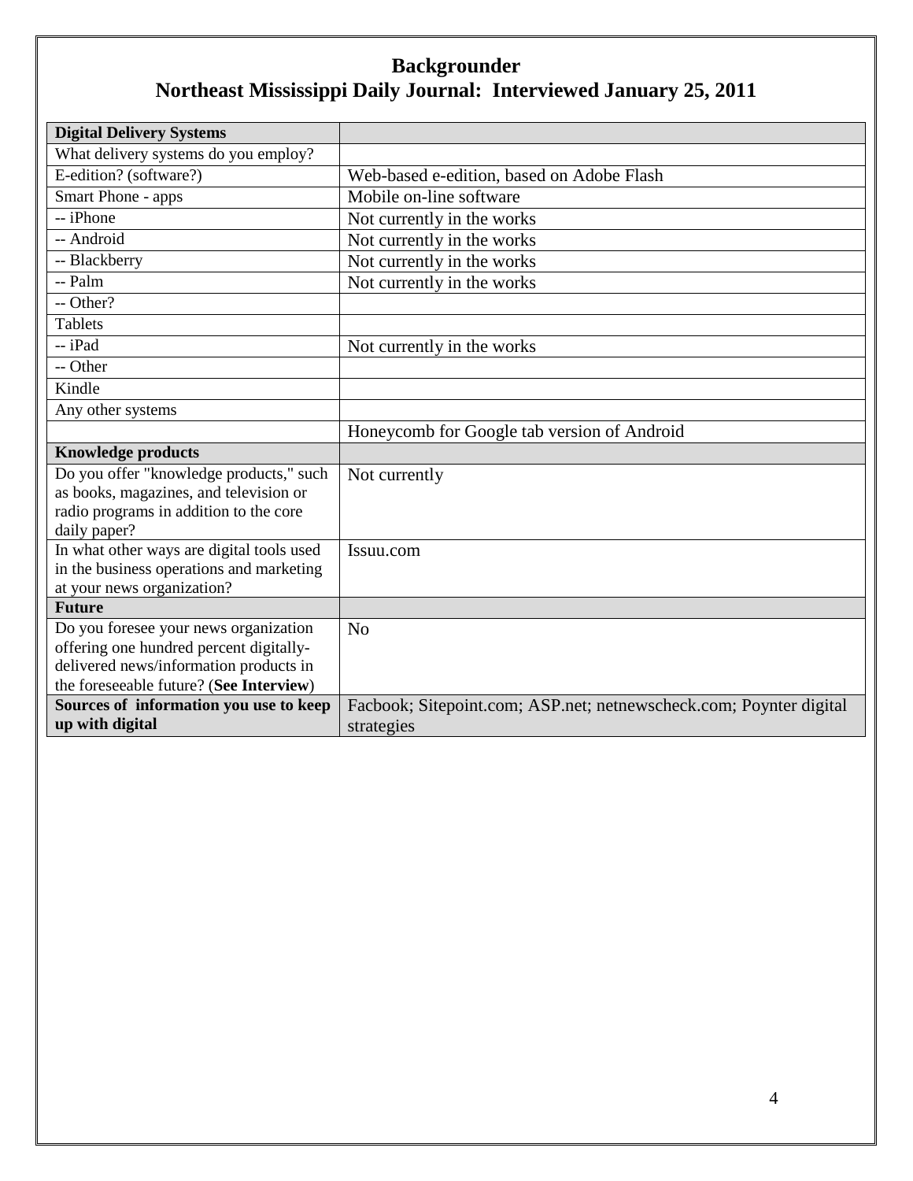# Backgrounder

## Northeast Mississippi Daily Journal: Interviewed January 25, 2011

| | |
|---|---|
| **Digital Delivery Systems** | |
| What delivery systems do you employ? | |
| E-edition? (software?) | Web-based e-edition, based on Adobe Flash |
| Smart Phone - apps | Mobile on-line software |
| -- iPhone | Not currently in the works |
| -- Android | Not currently in the works |
| -- Blackberry | Not currently in the works |
| -- Palm | Not currently in the works |
| -- Other? | |
| Tablets | |
| -- iPad | Not currently in the works |
| -- Other | |
| Kindle | |
| Any other systems | |
| | Honeycomb for Google tab version of Android |
| **Knowledge products** | |
| Do you offer "knowledge products," such as books, magazines, and television or radio programs in addition to the core daily paper? | Not currently |
| In what other ways are digital tools used in the business operations and marketing at your news organization? | Issuu.com |
| **Future** | |
| Do you foresee your news organization offering one hundred percent digitally-delivered news/information products in the foreseeable future? (**See Interview**) | No |
| **Sources of information you use to keep up with digital** | Facbook; Sitepoint.com; ASP.net; netnewscheck.com; Poynter digital strategies |